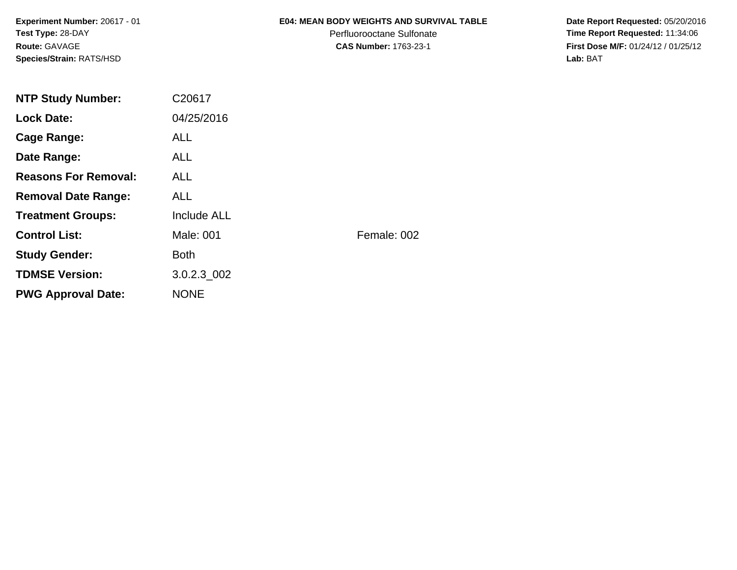**Experiment Number:** 20617 - 01
**Test Type:** 28-DAY
**Route:** GAVAGE
**Species/Strain:** RATS/HSD

**E04: MEAN BODY WEIGHTS AND SURVIVAL TABLE**
Perfluorooctane Sulfonate
**CAS Number:** 1763-23-1

**Date Report Requested:** 05/20/2016
**Time Report Requested:** 11:34:06
**First Dose M/F:** 01/24/12 / 01/25/12
**Lab:** BAT

| | | |
|---|---|---|
| **NTP Study Number:** | C20617 | |
| **Lock Date:** | 04/25/2016 | |
| **Cage Range:** | ALL | |
| **Date Range:** | ALL | |
| **Reasons For Removal:** | ALL | |
| **Removal Date Range:** | ALL | |
| **Treatment Groups:** | Include ALL | |
| **Control List:** | Male: 001 | Female: 002 |
| **Study Gender:** | Both | |
| **TDMSE Version:** | 3.0.2.3_002 | |
| **PWG Approval Date:** | NONE | |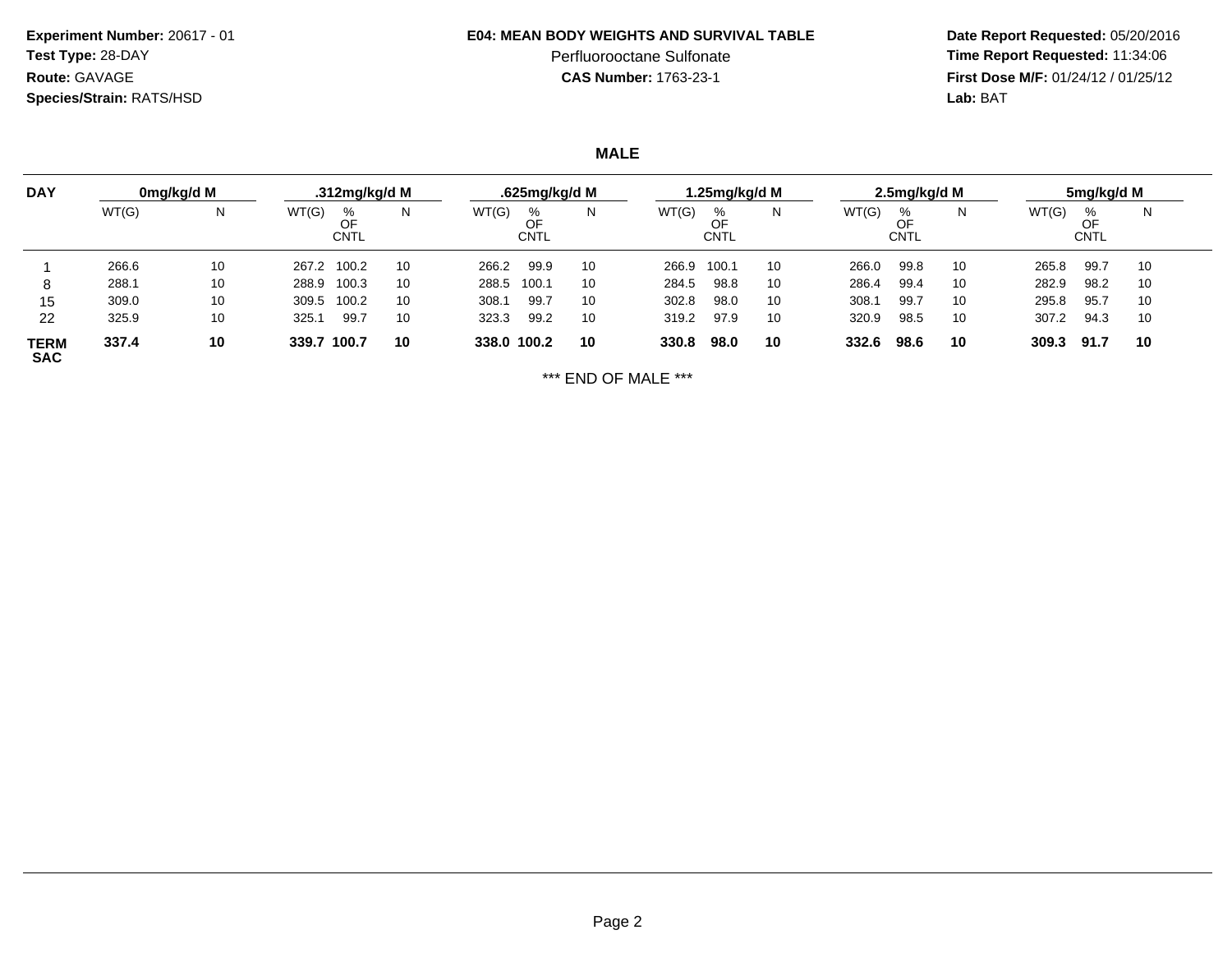**Experiment Number:** 20617 - 01
**Test Type:** 28-DAY
**Route:** GAVAGE
**Species/Strain:** RATS/HSD

**E04: MEAN BODY WEIGHTS AND SURVIVAL TABLE**
Perfluorooctane Sulfonate
**CAS Number:** 1763-23-1

**Date Report Requested:** 05/20/2016
**Time Report Requested:** 11:34:06
**First Dose M/F:** 01/24/12 / 01/25/12
**Lab:** BAT

## MALE

| DAY | 0mg/kg/d M | | .312mg/kg/d M | | | .625mg/kg/d M | | | 1.25mg/kg/d M | | | 2.5mg/kg/d M | | | 5mg/kg/d M | | |
|---|---|---|---|---|---|---|---|---|---|---|---|---|---|---|---|---|---|
| | WT(G) | N | WT(G) | % OF CNTL | N | WT(G) | % OF CNTL | N | WT(G) | % OF CNTL | N | WT(G) | % OF CNTL | N | WT(G) | % OF CNTL | N |
| 1 | 266.6 | 10 | 267.2 | 100.2 | 10 | 266.2 | 99.9 | 10 | 266.9 | 100.1 | 10 | 266.0 | 99.8 | 10 | 265.8 | 99.7 | 10 |
| 8 | 288.1 | 10 | 288.9 | 100.3 | 10 | 288.5 | 100.1 | 10 | 284.5 | 98.8 | 10 | 286.4 | 99.4 | 10 | 282.9 | 98.2 | 10 |
| 15 | 309.0 | 10 | 309.5 | 100.2 | 10 | 308.1 | 99.7 | 10 | 302.8 | 98.0 | 10 | 308.1 | 99.7 | 10 | 295.8 | 95.7 | 10 |
| 22 | 325.9 | 10 | 325.1 | 99.7 | 10 | 323.3 | 99.2 | 10 | 319.2 | 97.9 | 10 | 320.9 | 98.5 | 10 | 307.2 | 94.3 | 10 |
| **TERM SAC** | **337.4** | **10** | **339.7** | **100.7** | **10** | **338.0** | **100.2** | **10** | **330.8** | **98.0** | **10** | **332.6** | **98.6** | **10** | **309.3** | **91.7** | **10** |

*** END OF MALE ***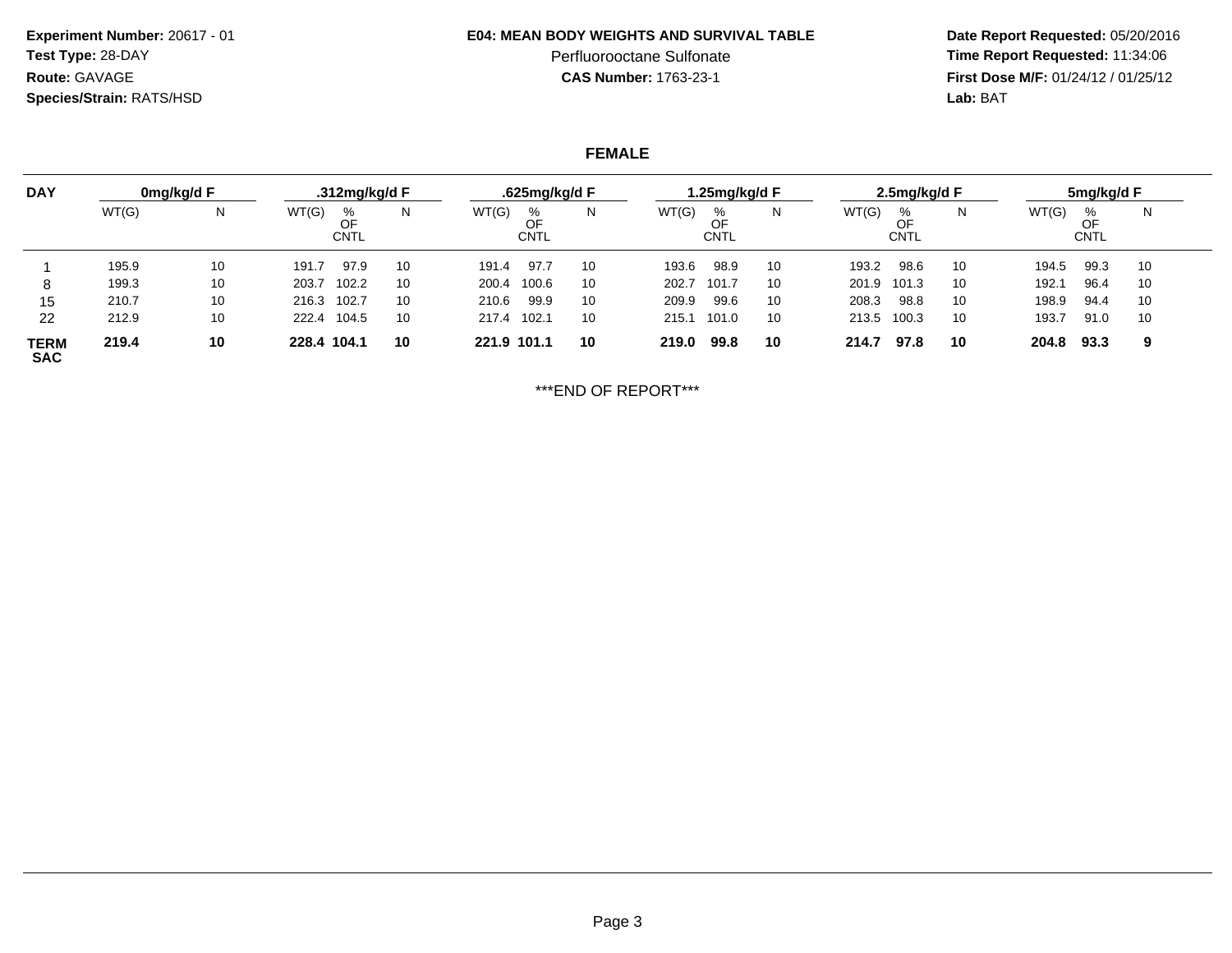**Experiment Number:** 20617 - 01
**Test Type:** 28-DAY
**Route:** GAVAGE
**Species/Strain:** RATS/HSD

**E04: MEAN BODY WEIGHTS AND SURVIVAL TABLE**
Perfluorooctane Sulfonate
**CAS Number:** 1763-23-1

**Date Report Requested:** 05/20/2016
**Time Report Requested:** 11:34:06
**First Dose M/F:** 01/24/12 / 01/25/12
**Lab:** BAT

## FEMALE

| DAY | 0mg/kg/d F | | .312mg/kg/d F | | | .625mg/kg/d F | | | 1.25mg/kg/d F | | | 2.5mg/kg/d F | | | 5mg/kg/d F | | |
|---|---|---|---|---|---|---|---|---|---|---|---|---|---|---|---|---|---|
| | WT(G) | N | WT(G) | % OF CNTL | N | WT(G) | % OF CNTL | N | WT(G) | % OF CNTL | N | WT(G) | % OF CNTL | N | WT(G) | % OF CNTL | N |
| 1 | 195.9 | 10 | 191.7 | 97.9 | 10 | 191.4 | 97.7 | 10 | 193.6 | 98.9 | 10 | 193.2 | 98.6 | 10 | 194.5 | 99.3 | 10 |
| 8 | 199.3 | 10 | 203.7 | 102.2 | 10 | 200.4 | 100.6 | 10 | 202.7 | 101.7 | 10 | 201.9 | 101.3 | 10 | 192.1 | 96.4 | 10 |
| 15 | 210.7 | 10 | 216.3 | 102.7 | 10 | 210.6 | 99.9 | 10 | 209.9 | 99.6 | 10 | 208.3 | 98.8 | 10 | 198.9 | 94.4 | 10 |
| 22 | 212.9 | 10 | 222.4 | 104.5 | 10 | 217.4 | 102.1 | 10 | 215.1 | 101.0 | 10 | 213.5 | 100.3 | 10 | 193.7 | 91.0 | 10 |
| **TERM SAC** | **219.4** | **10** | **228.4** | **104.1** | **10** | **221.9** | **101.1** | **10** | **219.0** | **99.8** | **10** | **214.7** | **97.8** | **10** | **204.8** | **93.3** | **9** |

***END OF REPORT***